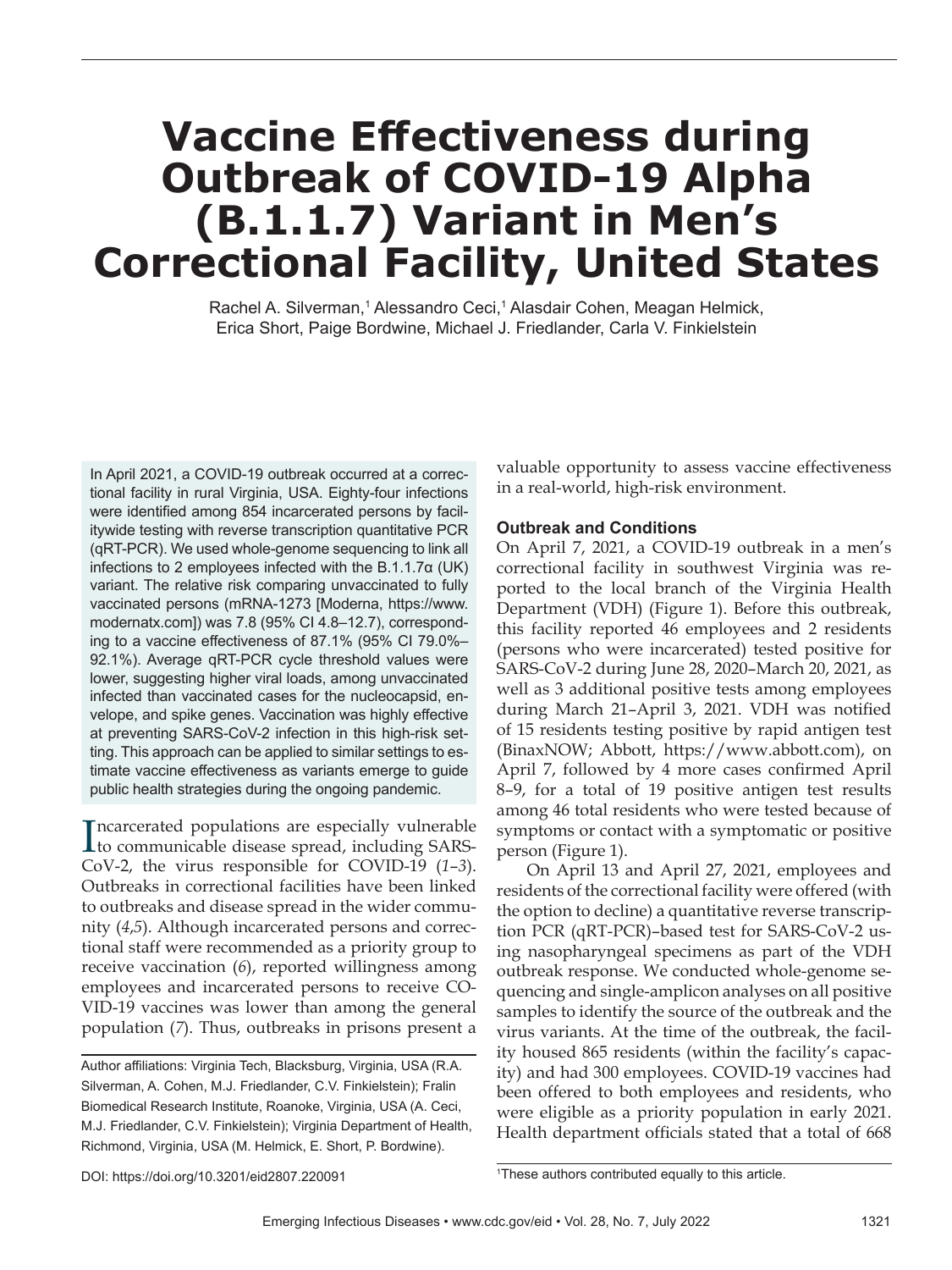# Vaccine Effectiveness during Outbreak of COVID-19 Alpha (B.1.1.7) Variant in Men's Correctional Facility, United States

Rachel A. Silverman,[1] Alessandro Ceci,[1] Alasdair Cohen, Meagan Helmick, Erica Short, Paige Bordwine, Michael J. Friedlander, Carla V. Finkielstein

In April 2021, a COVID-19 outbreak occurred at a correctional facility in rural Virginia, USA. Eighty-four infections were identified among 854 incarcerated persons by facilitywide testing with reverse transcription quantitative PCR (qRT-PCR). We used whole-genome sequencing to link all infections to 2 employees infected with the B.1.1.7α (UK) variant. The relative risk comparing unvaccinated to fully vaccinated persons (mRNA-1273 [Moderna, https://www.modernatx.com]) was 7.8 (95% CI 4.8–12.7), corresponding to a vaccine effectiveness of 87.1% (95% CI 79.0%–92.1%). Average qRT-PCR cycle threshold values were lower, suggesting higher viral loads, among unvaccinated infected than vaccinated cases for the nucleocapsid, envelope, and spike genes. Vaccination was highly effective at preventing SARS-CoV-2 infection in this high-risk setting. This approach can be applied to similar settings to estimate vaccine effectiveness as variants emerge to guide public health strategies during the ongoing pandemic.

Incarcerated populations are especially vulnerable to communicable disease spread, including SARS-CoV-2, the virus responsible for COVID-19 (*1*–*3*). Outbreaks in correctional facilities have been linked to outbreaks and disease spread in the wider community (*4*,*5*). Although incarcerated persons and correctional staff were recommended as a priority group to receive vaccination (*6*), reported willingness among employees and incarcerated persons to receive COVID-19 vaccines was lower than among the general population (*7*). Thus, outbreaks in prisons present a valuable opportunity to assess vaccine effectiveness in a real-world, high-risk environment.

Author affiliations: Virginia Tech, Blacksburg, Virginia, USA (R.A. Silverman, A. Cohen, M.J. Friedlander, C.V. Finkielstein); Fralin Biomedical Research Institute, Roanoke, Virginia, USA (A. Ceci, M.J. Friedlander, C.V. Finkielstein); Virginia Department of Health, Richmond, Virginia, USA (M. Helmick, E. Short, P. Bordwine).

DOI: https://doi.org/10.3201/eid2807.220091

[1]These authors contributed equally to this article.

### Outbreak and Conditions

On April 7, 2021, a COVID-19 outbreak in a men's correctional facility in southwest Virginia was reported to the local branch of the Virginia Health Department (VDH) (Figure 1). Before this outbreak, this facility reported 46 employees and 2 residents (persons who were incarcerated) tested positive for SARS-CoV-2 during June 28, 2020–March 20, 2021, as well as 3 additional positive tests among employees during March 21–April 3, 2021. VDH was notified of 15 residents testing positive by rapid antigen test (BinaxNOW; Abbott, https://www.abbott.com), on April 7, followed by 4 more cases confirmed April 8–9, for a total of 19 positive antigen test results among 46 total residents who were tested because of symptoms or contact with a symptomatic or positive person (Figure 1).

On April 13 and April 27, 2021, employees and residents of the correctional facility were offered (with the option to decline) a quantitative reverse transcription PCR (qRT-PCR)–based test for SARS-CoV-2 using nasopharyngeal specimens as part of the VDH outbreak response. We conducted whole-genome sequencing and single-amplicon analyses on all positive samples to identify the source of the outbreak and the virus variants. At the time of the outbreak, the facility housed 865 residents (within the facility's capacity) and had 300 employees. COVID-19 vaccines had been offered to both employees and residents, who were eligible as a priority population in early 2021. Health department officials stated that a total of 668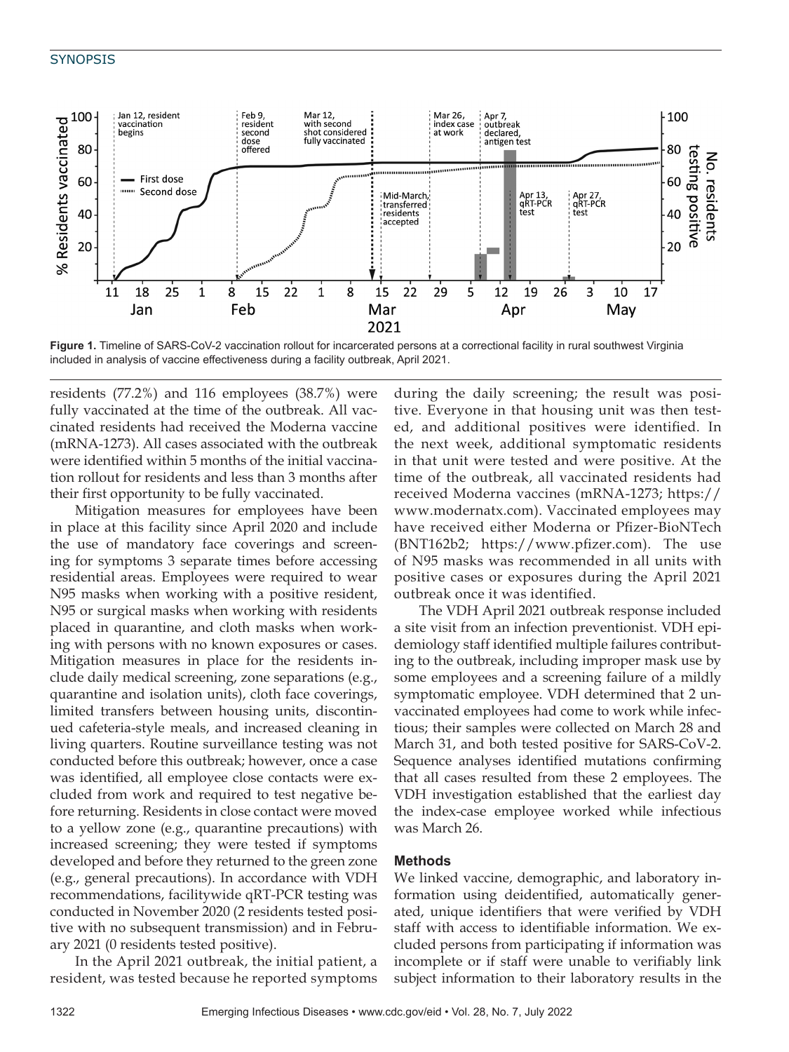**Figure 1.** Timeline of SARS-CoV-2 vaccination rollout for incarcerated persons at a correctional facility in rural southwest Virginia included in analysis of vaccine effectiveness during a facility outbreak, April 2021.

residents (77.2%) and 116 employees (38.7%) were fully vaccinated at the time of the outbreak. All vaccinated residents had received the Moderna vaccine (mRNA-1273). All cases associated with the outbreak were identified within 5 months of the initial vaccination rollout for residents and less than 3 months after their first opportunity to be fully vaccinated.

Mitigation measures for employees have been in place at this facility since April 2020 and include the use of mandatory face coverings and screening for symptoms 3 separate times before accessing residential areas. Employees were required to wear N95 masks when working with a positive resident, N95 or surgical masks when working with residents placed in quarantine, and cloth masks when working with persons with no known exposures or cases. Mitigation measures in place for the residents include daily medical screening, zone separations (e.g., quarantine and isolation units), cloth face coverings, limited transfers between housing units, discontinued cafeteria-style meals, and increased cleaning in living quarters. Routine surveillance testing was not conducted before this outbreak; however, once a case was identified, all employee close contacts were excluded from work and required to test negative before returning. Residents in close contact were moved to a yellow zone (e.g., quarantine precautions) with increased screening; they were tested if symptoms developed and before they returned to the green zone (e.g., general precautions). In accordance with VDH recommendations, facilitywide qRT-PCR testing was conducted in November 2020 (2 residents tested positive with no subsequent transmission) and in February 2021 (0 residents tested positive).

In the April 2021 outbreak, the initial patient, a resident, was tested because he reported symptoms during the daily screening; the result was positive. Everyone in that housing unit was then tested, and additional positives were identified. In the next week, additional symptomatic residents in that unit were tested and were positive. At the time of the outbreak, all vaccinated residents had received Moderna vaccines (mRNA-1273; https://www.modernatx.com). Vaccinated employees may have received either Moderna or Pfizer-BioNTech (BNT162b2; https://www.pfizer.com). The use of N95 masks was recommended in all units with positive cases or exposures during the April 2021 outbreak once it was identified.

The VDH April 2021 outbreak response included a site visit from an infection preventionist. VDH epidemiology staff identified multiple failures contributing to the outbreak, including improper mask use by some employees and a screening failure of a mildly symptomatic employee. VDH determined that 2 unvaccinated employees had come to work while infectious; their samples were collected on March 28 and March 31, and both tested positive for SARS-CoV-2. Sequence analyses identified mutations confirming that all cases resulted from these 2 employees. The VDH investigation established that the earliest day the index-case employee worked while infectious was March 26.

## Methods

We linked vaccine, demographic, and laboratory information using deidentified, automatically generated, unique identifiers that were verified by VDH staff with access to identifiable information. We excluded persons from participating if information was incomplete or if staff were unable to verifiably link subject information to their laboratory results in the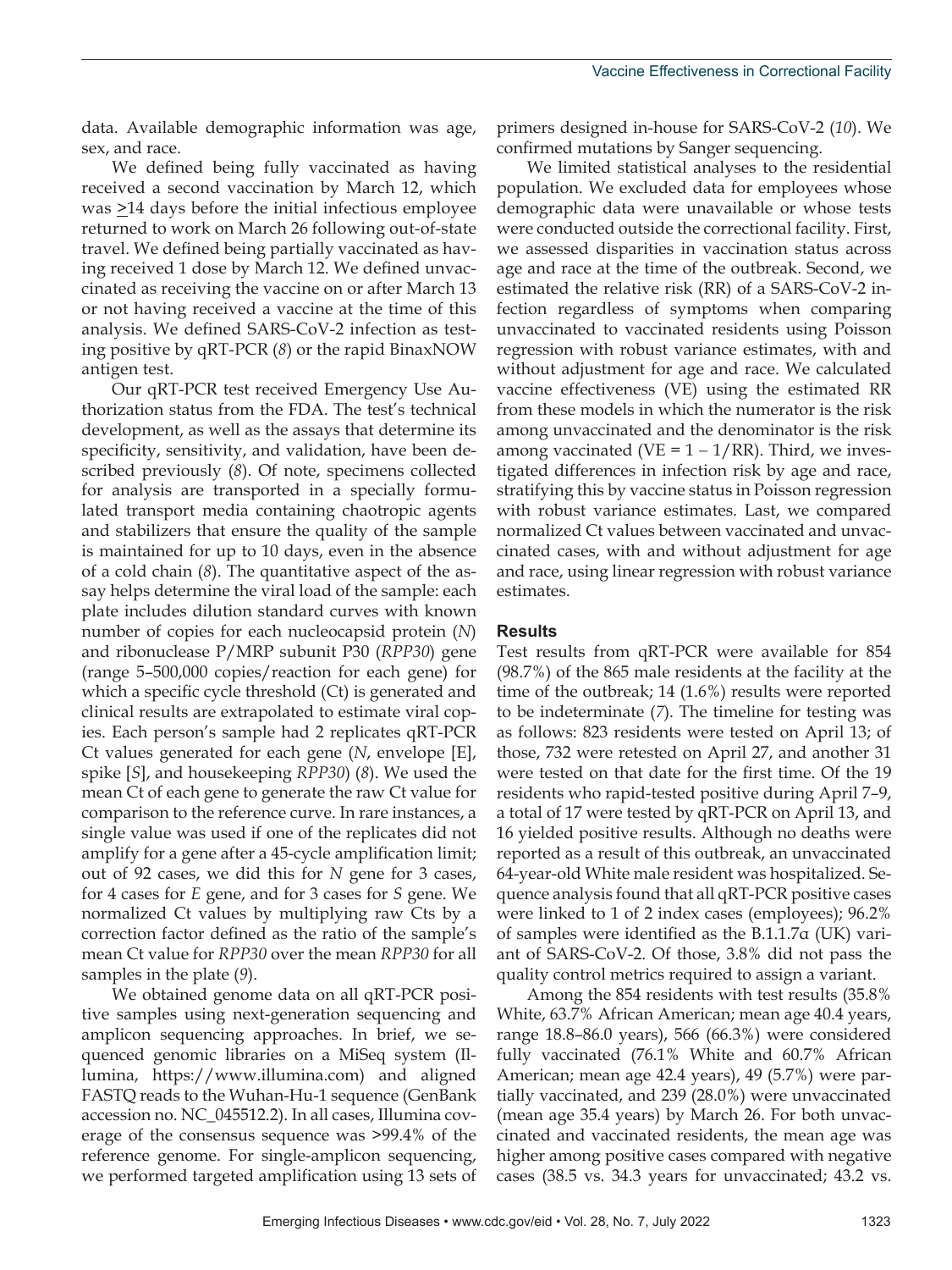data. Available demographic information was age, sex, and race.

We defined being fully vaccinated as having received a second vaccination by March 12, which was ≥14 days before the initial infectious employee returned to work on March 26 following out-of-state travel. We defined being partially vaccinated as having received 1 dose by March 12. We defined unvaccinated as receiving the vaccine on or after March 13 or not having received a vaccine at the time of this analysis. We defined SARS-CoV-2 infection as testing positive by qRT-PCR (*8*) or the rapid BinaxNOW antigen test.

Our qRT-PCR test received Emergency Use Authorization status from the FDA. The test's technical development, as well as the assays that determine its specificity, sensitivity, and validation, have been described previously (*8*). Of note, specimens collected for analysis are transported in a specially formulated transport media containing chaotropic agents and stabilizers that ensure the quality of the sample is maintained for up to 10 days, even in the absence of a cold chain (*8*). The quantitative aspect of the assay helps determine the viral load of the sample: each plate includes dilution standard curves with known number of copies for each nucleocapsid protein (*N*) and ribonuclease P/MRP subunit P30 (*RPP30*) gene (range 5–500,000 copies/reaction for each gene) for which a specific cycle threshold (Ct) is generated and clinical results are extrapolated to estimate viral copies. Each person's sample had 2 replicates qRT-PCR Ct values generated for each gene (*N*, envelope [E], spike [*S*], and housekeeping *RPP30*) (*8*). We used the mean Ct of each gene to generate the raw Ct value for comparison to the reference curve. In rare instances, a single value was used if one of the replicates did not amplify for a gene after a 45-cycle amplification limit; out of 92 cases, we did this for *N* gene for 3 cases, for 4 cases for *E* gene, and for 3 cases for *S* gene. We normalized Ct values by multiplying raw Cts by a correction factor defined as the ratio of the sample's mean Ct value for *RPP30* over the mean *RPP30* for all samples in the plate (*9*).

We obtained genome data on all qRT-PCR positive samples using next-generation sequencing and amplicon sequencing approaches. In brief, we sequenced genomic libraries on a MiSeq system (Illumina, https://www.illumina.com) and aligned FASTQ reads to the Wuhan-Hu-1 sequence (GenBank accession no. NC_045512.2). In all cases, Illumina coverage of the consensus sequence was >99.4% of the reference genome. For single-amplicon sequencing, we performed targeted amplification using 13 sets of primers designed in-house for SARS-CoV-2 (*10*). We confirmed mutations by Sanger sequencing.

We limited statistical analyses to the residential population. We excluded data for employees whose demographic data were unavailable or whose tests were conducted outside the correctional facility. First, we assessed disparities in vaccination status across age and race at the time of the outbreak. Second, we estimated the relative risk (RR) of a SARS-CoV-2 infection regardless of symptoms when comparing unvaccinated to vaccinated residents using Poisson regression with robust variance estimates, with and without adjustment for age and race. We calculated vaccine effectiveness (VE) using the estimated RR from these models in which the numerator is the risk among unvaccinated and the denominator is the risk among vaccinated ($VE = 1 - 1/RR$). Third, we investigated differences in infection risk by age and race, stratifying this by vaccine status in Poisson regression with robust variance estimates. Last, we compared normalized Ct values between vaccinated and unvaccinated cases, with and without adjustment for age and race, using linear regression with robust variance estimates.

## Results

Test results from qRT-PCR were available for 854 (98.7%) of the 865 male residents at the facility at the time of the outbreak; 14 (1.6%) results were reported to be indeterminate (*7*). The timeline for testing was as follows: 823 residents were tested on April 13; of those, 732 were retested on April 27, and another 31 were tested on that date for the first time. Of the 19 residents who rapid-tested positive during April 7–9, a total of 17 were tested by qRT-PCR on April 13, and 16 yielded positive results. Although no deaths were reported as a result of this outbreak, an unvaccinated 64-year-old White male resident was hospitalized. Sequence analysis found that all qRT-PCR positive cases were linked to 1 of 2 index cases (employees); 96.2% of samples were identified as the B.1.1.7α (UK) variant of SARS-CoV-2. Of those, 3.8% did not pass the quality control metrics required to assign a variant.

Among the 854 residents with test results (35.8% White, 63.7% African American; mean age 40.4 years, range 18.8–86.0 years), 566 (66.3%) were considered fully vaccinated (76.1% White and 60.7% African American; mean age 42.4 years), 49 (5.7%) were partially vaccinated, and 239 (28.0%) were unvaccinated (mean age 35.4 years) by March 26. For both unvaccinated and vaccinated residents, the mean age was higher among positive cases compared with negative cases (38.5 vs. 34.3 years for unvaccinated; 43.2 vs.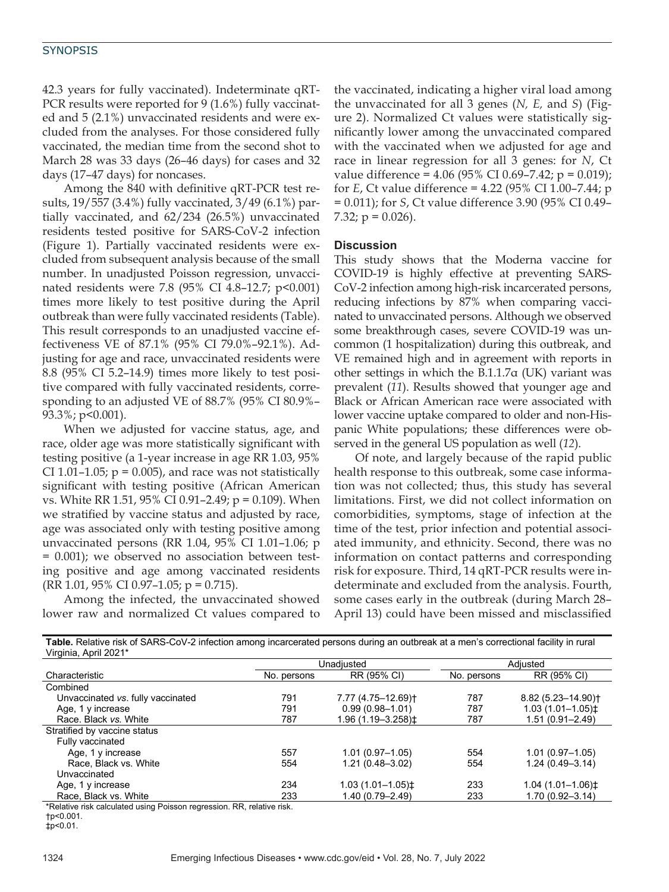42.3 years for fully vaccinated). Indeterminate qRT-PCR results were reported for 9 (1.6%) fully vaccinated and 5 (2.1%) unvaccinated residents and were excluded from the analyses. For those considered fully vaccinated, the median time from the second shot to March 28 was 33 days (26–46 days) for cases and 32 days (17–47 days) for noncases.

Among the 840 with definitive qRT-PCR test results, 19/557 (3.4%) fully vaccinated, 3/49 (6.1%) partially vaccinated, and 62/234 (26.5%) unvaccinated residents tested positive for SARS-CoV-2 infection (Figure 1). Partially vaccinated residents were excluded from subsequent analysis because of the small number. In unadjusted Poisson regression, unvaccinated residents were 7.8 (95% CI 4.8–12.7; p<0.001) times more likely to test positive during the April outbreak than were fully vaccinated residents (Table). This result corresponds to an unadjusted vaccine effectiveness VE of 87.1% (95% CI 79.0%–92.1%). Adjusting for age and race, unvaccinated residents were 8.8 (95% CI 5.2–14.9) times more likely to test positive compared with fully vaccinated residents, corresponding to an adjusted VE of 88.7% (95% CI 80.9%–93.3%; p<0.001).

When we adjusted for vaccine status, age, and race, older age was more statistically significant with testing positive (a 1-year increase in age RR 1.03, 95% CI 1.01–1.05; p = 0.005), and race was not statistically significant with testing positive (African American vs. White RR 1.51, 95% CI 0.91–2.49; p = 0.109). When we stratified by vaccine status and adjusted by race, age was associated only with testing positive among unvaccinated persons (RR 1.04, 95% CI 1.01–1.06; p = 0.001); we observed no association between testing positive and age among vaccinated residents (RR 1.01, 95% CI 0.97–1.05; p = 0.715).

Among the infected, the unvaccinated showed lower raw and normalized Ct values compared to the vaccinated, indicating a higher viral load among the unvaccinated for all 3 genes (*N, E,* and *S*) (Figure 2). Normalized Ct values were statistically significantly lower among the unvaccinated compared with the vaccinated when we adjusted for age and race in linear regression for all 3 genes: for *N*, Ct value difference = 4.06 (95% CI 0.69–7.42; p = 0.019); for *E*, Ct value difference = 4.22 (95% CI 1.00–7.44; p = 0.011); for *S*, Ct value difference 3.90 (95% CI 0.49–7.32; p = 0.026).

## Discussion

This study shows that the Moderna vaccine for COVID-19 is highly effective at preventing SARS-CoV-2 infection among high-risk incarcerated persons, reducing infections by 87% when comparing vaccinated to unvaccinated persons. Although we observed some breakthrough cases, severe COVID-19 was uncommon (1 hospitalization) during this outbreak, and VE remained high and in agreement with reports in other settings in which the B.1.1.7α (UK) variant was prevalent (*11*). Results showed that younger age and Black or African American race were associated with lower vaccine uptake compared to older and non-Hispanic White populations; these differences were observed in the general US population as well (*12*).

Of note, and largely because of the rapid public health response to this outbreak, some case information was not collected; thus, this study has several limitations. First, we did not collect information on comorbidities, symptoms, stage of infection at the time of the test, prior infection and potential associated immunity, and ethnicity. Second, there was no information on contact patterns and corresponding risk for exposure. Third, 14 qRT-PCR results were indeterminate and excluded from the analysis. Fourth, some cases early in the outbreak (during March 28–April 13) could have been missed and misclassified

**Table.** Relative risk of SARS-CoV-2 infection among incarcerated persons during an outbreak at a men's correctional facility in rural Virginia, April 2021*

| | Unadjusted | | Adjusted | |
|---|---|---|---|---|
| Characteristic | No. persons | RR (95% CI) | No. persons | RR (95% CI) |
| Combined | | | | |
| Unvaccinated *vs.* fully vaccinated | 791 | 7.77 (4.75–12.69)† | 787 | 8.82 (5.23–14.90)† |
| Age, 1 y increase | 791 | 0.99 (0.98–1.01) | 787 | 1.03 (1.01–1.05)‡ |
| Race. Black *vs.* White | 787 | 1.96 (1.19–3.258)‡ | 787 | 1.51 (0.91–2.49) |
| Stratified by vaccine status | | | | |
| Fully vaccinated | | | | |
| Age, 1 y increase | 557 | 1.01 (0.97–1.05) | 554 | 1.01 (0.97–1.05) |
| Race, Black vs. White | 554 | 1.21 (0.48–3.02) | 554 | 1.24 (0.49–3.14) |
| Unvaccinated | | | | |
| Age, 1 y increase | 234 | 1.03 (1.01–1.05)‡ | 233 | 1.04 (1.01–1.06)‡ |
| Race, Black vs. White | 233 | 1.40 (0.79–2.49) | 233 | 1.70 (0.92–3.14) |

*Relative risk calculated using Poisson regression. RR, relative risk.
†p<0.001.
‡p<0.01.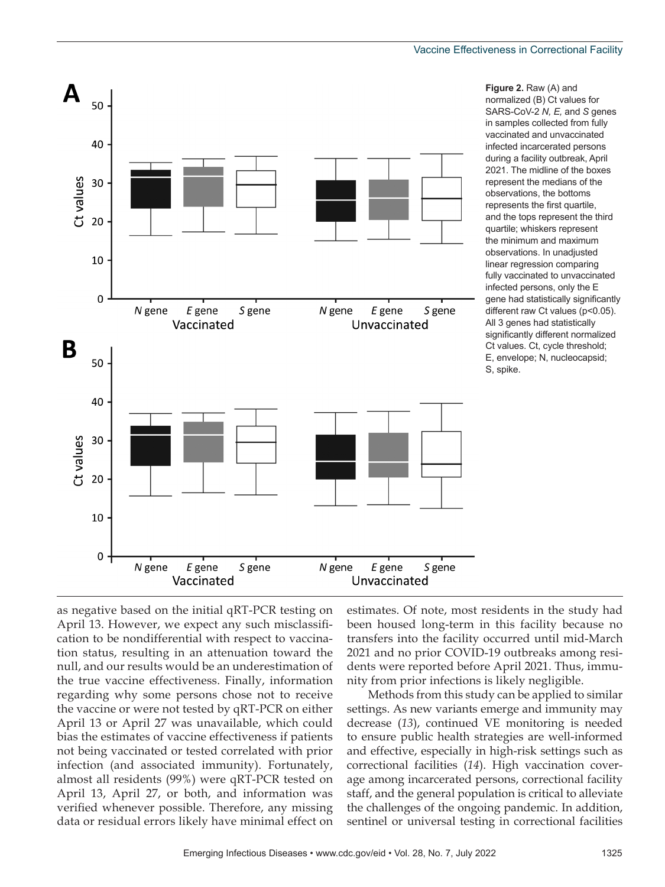**Figure 2.** Raw (A) and normalized (B) Ct values for SARS-CoV-2 *N, E,* and *S* genes in samples collected from fully vaccinated and unvaccinated infected incarcerated persons during a facility outbreak, April 2021. The midline of the boxes represent the medians of the observations, the bottoms represents the first quartile, and the tops represent the third quartile; whiskers represent the minimum and maximum observations. In unadjusted linear regression comparing fully vaccinated to unvaccinated infected persons, only the E gene had statistically significantly different raw Ct values ($p<0.05$). All 3 genes had statistically significant different normalized Ct values. Ct, cycle threshold; E, envelope; N, nucleocapsid; S, spike.

as negative based on the initial qRT-PCR testing on April 13. However, we expect any such misclassification to be nondifferential with respect to vaccination status, resulting in an attenuation toward the null, and our results would be an underestimation of the true vaccine effectiveness. Finally, information regarding why some persons chose not to receive the vaccine or were not tested by qRT-PCR on either April 13 or April 27 was unavailable, which could bias the estimates of vaccine effectiveness if patients not being vaccinated or tested correlated with prior infection (and associated immunity). Fortunately, almost all residents (99%) were qRT-PCR tested on April 13, April 27, or both, and information was verified whenever possible. Therefore, any missing data or residual errors likely have minimal effect on estimates. Of note, most residents in the study had been housed long-term in this facility because no transfers into the facility occurred until mid-March 2021 and no prior COVID-19 outbreaks among residents were reported before April 2021. Thus, immunity from prior infections is likely negligible.

Methods from this study can be applied to similar settings. As new variants emerge and immunity may decrease (*13*), continued VE monitoring is needed to ensure public health strategies are well-informed and effective, especially in high-risk settings such as correctional facilities (*14*). High vaccination coverage among incarcerated persons, correctional facility staff, and the general population is critical to alleviate the challenges of the ongoing pandemic. In addition, sentinel or universal testing in correctional facilities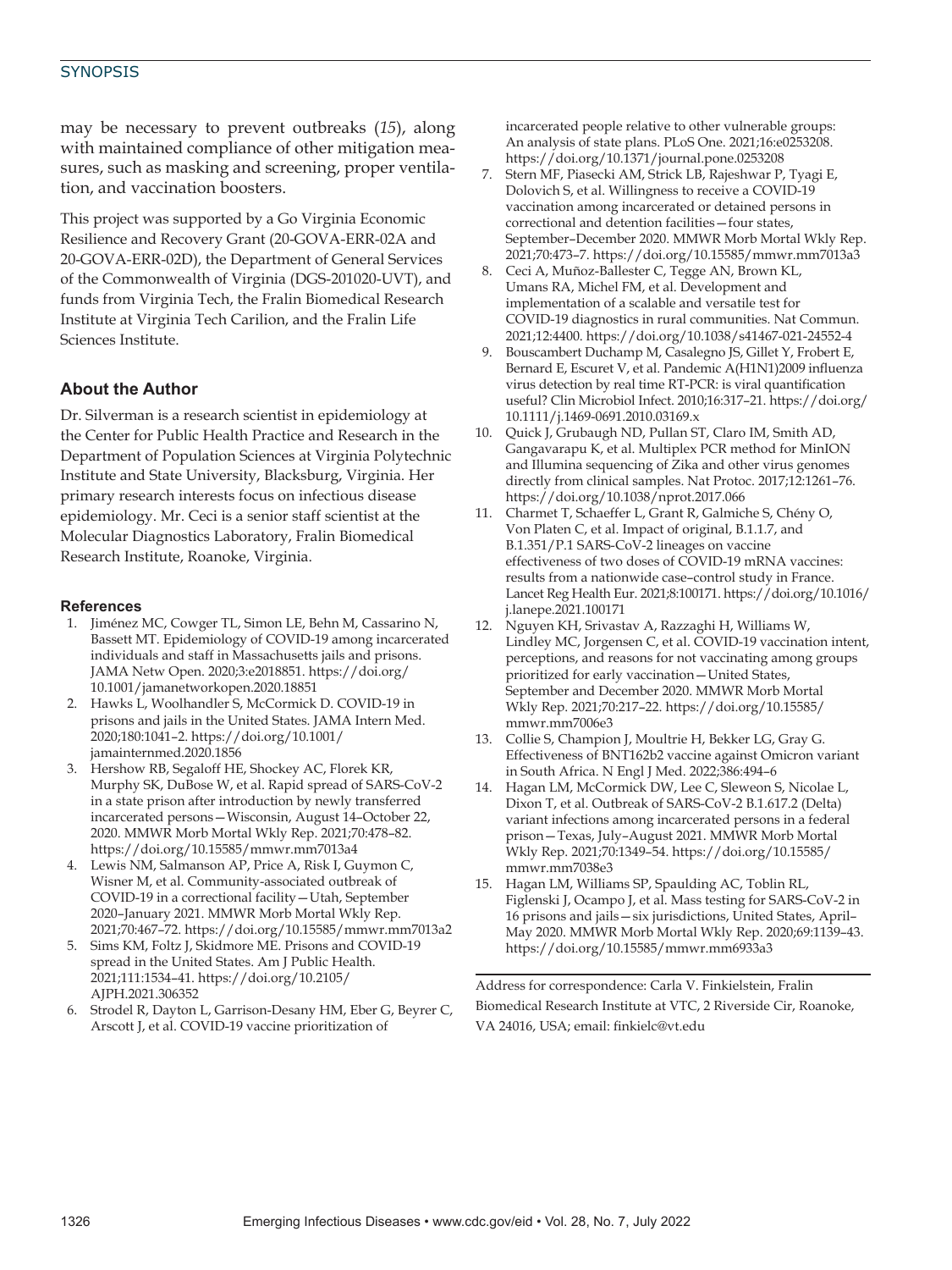may be necessary to prevent outbreaks (*15*), along with maintained compliance of other mitigation measures, such as masking and screening, proper ventilation, and vaccination boosters.

This project was supported by a Go Virginia Economic Resilience and Recovery Grant (20-GOVA-ERR-02A and 20-GOVA-ERR-02D), the Department of General Services of the Commonwealth of Virginia (DGS-201020-UVT), and funds from Virginia Tech, the Fralin Biomedical Research Institute at Virginia Tech Carilion, and the Fralin Life Sciences Institute.

## About the Author

Dr. Silverman is a research scientist in epidemiology at the Center for Public Health Practice and Research in the Department of Population Sciences at Virginia Polytechnic Institute and State University, Blacksburg, Virginia. Her primary research interests focus on infectious disease epidemiology. Mr. Ceci is a senior staff scientist at the Molecular Diagnostics Laboratory, Fralin Biomedical Research Institute, Roanoke, Virginia.

### References

1. Jiménez MC, Cowger TL, Simon LE, Behn M, Cassarino N, Bassett MT. Epidemiology of COVID-19 among incarcerated individuals and staff in Massachusetts jails and prisons. JAMA Netw Open. 2020;3:e2018851. https://doi.org/10.1001/jamanetworkopen.2020.18851
2. Hawks L, Woolhandler S, McCormick D. COVID-19 in prisons and jails in the United States. JAMA Intern Med. 2020;180:1041–2. https://doi.org/10.1001/jamainternmed.2020.1856
3. Hershow RB, Segaloff HE, Shockey AC, Florek KR, Murphy SK, DuBose W, et al. Rapid spread of SARS-CoV-2 in a state prison after introduction by newly transferred incarcerated persons—Wisconsin, August 14–October 22, 2020. MMWR Morb Mortal Wkly Rep. 2021;70:478–82. https://doi.org/10.15585/mmwr.mm7013a4
4. Lewis NM, Salmanson AP, Price A, Risk I, Guymon C, Wisner M, et al. Community-associated outbreak of COVID-19 in a correctional facility—Utah, September 2020–January 2021. MMWR Morb Mortal Wkly Rep. 2021;70:467–72. https://doi.org/10.15585/mmwr.mm7013a2
5. Sims KM, Foltz J, Skidmore ME. Prisons and COVID-19 spread in the United States. Am J Public Health. 2021;111:1534–41. https://doi.org/10.2105/AJPH.2021.306352
6. Strodel R, Dayton L, Garrison-Desany HM, Eber G, Beyrer C, Arscott J, et al. COVID-19 vaccine prioritization of incarcerated people relative to other vulnerable groups: An analysis of state plans. PLoS One. 2021;16:e0253208. https://doi.org/10.1371/journal.pone.0253208
7. Stern MF, Piasecki AM, Strick LB, Rajeshwar P, Tyagi E, Dolovich S, et al. Willingness to receive a COVID-19 vaccination among incarcerated or detained persons in correctional and detention facilities—four states, September–December 2020. MMWR Morb Mortal Wkly Rep. 2021;70:473–7. https://doi.org/10.15585/mmwr.mm7013a3
8. Ceci A, Muñoz-Ballester C, Tegge AN, Brown KL, Umans RA, Michel FM, et al. Development and implementation of a scalable and versatile test for COVID-19 diagnostics in rural communities. Nat Commun. 2021;12:4400. https://doi.org/10.1038/s41467-021-24552-4
9. Bouscambert Duchamp M, Casalegno JS, Gillet Y, Frobert E, Bernard E, Escuret V, et al. Pandemic A(H1N1)2009 influenza virus detection by real time RT-PCR: is viral quantification useful? Clin Microbiol Infect. 2010;16:317–21. https://doi.org/10.1111/j.1469-0691.2010.03169.x
10. Quick J, Grubaugh ND, Pullan ST, Claro IM, Smith AD, Gangavarapu K, et al. Multiplex PCR method for MinION and Illumina sequencing of Zika and other virus genomes directly from clinical samples. Nat Protoc. 2017;12:1261–76. https://doi.org/10.1038/nprot.2017.066
11. Charmet T, Schaeffer L, Grant R, Galmiche S, Chény O, Von Platen C, et al. Impact of original, B.1.1.7, and B.1.351/P.1 SARS-CoV-2 lineages on vaccine effectiveness of two doses of COVID-19 mRNA vaccines: results from a nationwide case–control study in France. Lancet Reg Health Eur. 2021;8:100171. https://doi.org/10.1016/j.lanepe.2021.100171
12. Nguyen KH, Srivastav A, Razzaghi H, Williams W, Lindley MC, Jorgensen C, et al. COVID-19 vaccination intent, perceptions, and reasons for not vaccinating among groups prioritized for early vaccination—United States, September and December 2020. MMWR Morb Mortal Wkly Rep. 2021;70:217–22. https://doi.org/10.15585/mmwr.mm7006e3
13. Collie S, Champion J, Moultrie H, Bekker LG, Gray G. Effectiveness of BNT162b2 vaccine against Omicron variant in South Africa. N Engl J Med. 2022;386:494–6
14. Hagan LM, McCormick DW, Lee C, Sleweon S, Nicolae L, Dixon T, et al. Outbreak of SARS-CoV-2 B.1.617.2 (Delta) variant infections among incarcerated persons in a federal prison—Texas, July–August 2021. MMWR Morb Mortal Wkly Rep. 2021;70:1349–54. https://doi.org/10.15585/mmwr.mm7038e3
15. Hagan LM, Williams SP, Spaulding AC, Toblin RL, Figlenski J, Ocampo J, et al. Mass testing for SARS-CoV-2 in 16 prisons and jails—six jurisdictions, United States, April–May 2020. MMWR Morb Mortal Wkly Rep. 2020;69:1139–43. https://doi.org/10.15585/mmwr.mm6933a3

Address for correspondence: Carla V. Finkielstein, Fralin Biomedical Research Institute at VTC, 2 Riverside Cir, Roanoke, VA 24016, USA; email: finkielc@vt.edu